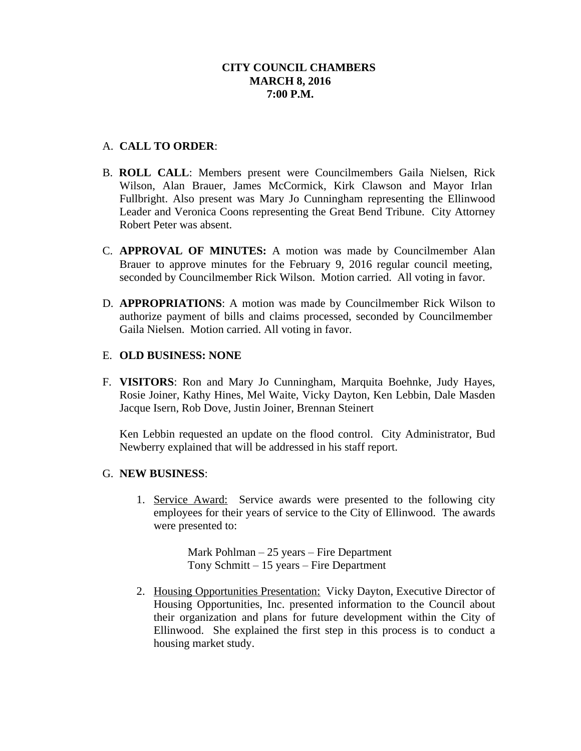**CITY COUNCIL CHAMBERS**
**MARCH 8, 2016**
**7:00 P.M.**

A. **CALL TO ORDER**:

B. **ROLL CALL**: Members present were Councilmembers Gaila Nielsen, Rick Wilson, Alan Brauer, James McCormick, Kirk Clawson and Mayor Irlan Fullbright. Also present was Mary Jo Cunningham representing the Ellinwood Leader and Veronica Coons representing the Great Bend Tribune. City Attorney Robert Peter was absent.

C. **APPROVAL OF MINUTES:** A motion was made by Councilmember Alan Brauer to approve minutes for the February 9, 2016 regular council meeting, seconded by Councilmember Rick Wilson. Motion carried. All voting in favor.

D. **APPROPRIATIONS**: A motion was made by Councilmember Rick Wilson to authorize payment of bills and claims processed, seconded by Councilmember Gaila Nielsen. Motion carried. All voting in favor.

E. **OLD BUSINESS: NONE**

F. **VISITORS**: Ron and Mary Jo Cunningham, Marquita Boehnke, Judy Hayes, Rosie Joiner, Kathy Hines, Mel Waite, Vicky Dayton, Ken Lebbin, Dale Masden Jacque Isern, Rob Dove, Justin Joiner, Brennan Steinert

   Ken Lebbin requested an update on the flood control. City Administrator, Bud Newberry explained that will be addressed in his staff report.

G. **NEW BUSINESS**:

   1. Service Award: Service awards were presented to the following city employees for their years of service to the City of Ellinwood. The awards were presented to:

      Mark Pohlman – 25 years – Fire Department
      Tony Schmitt – 15 years – Fire Department

   2. Housing Opportunities Presentation: Vicky Dayton, Executive Director of Housing Opportunities, Inc. presented information to the Council about their organization and plans for future development within the City of Ellinwood. She explained the first step in this process is to conduct a housing market study.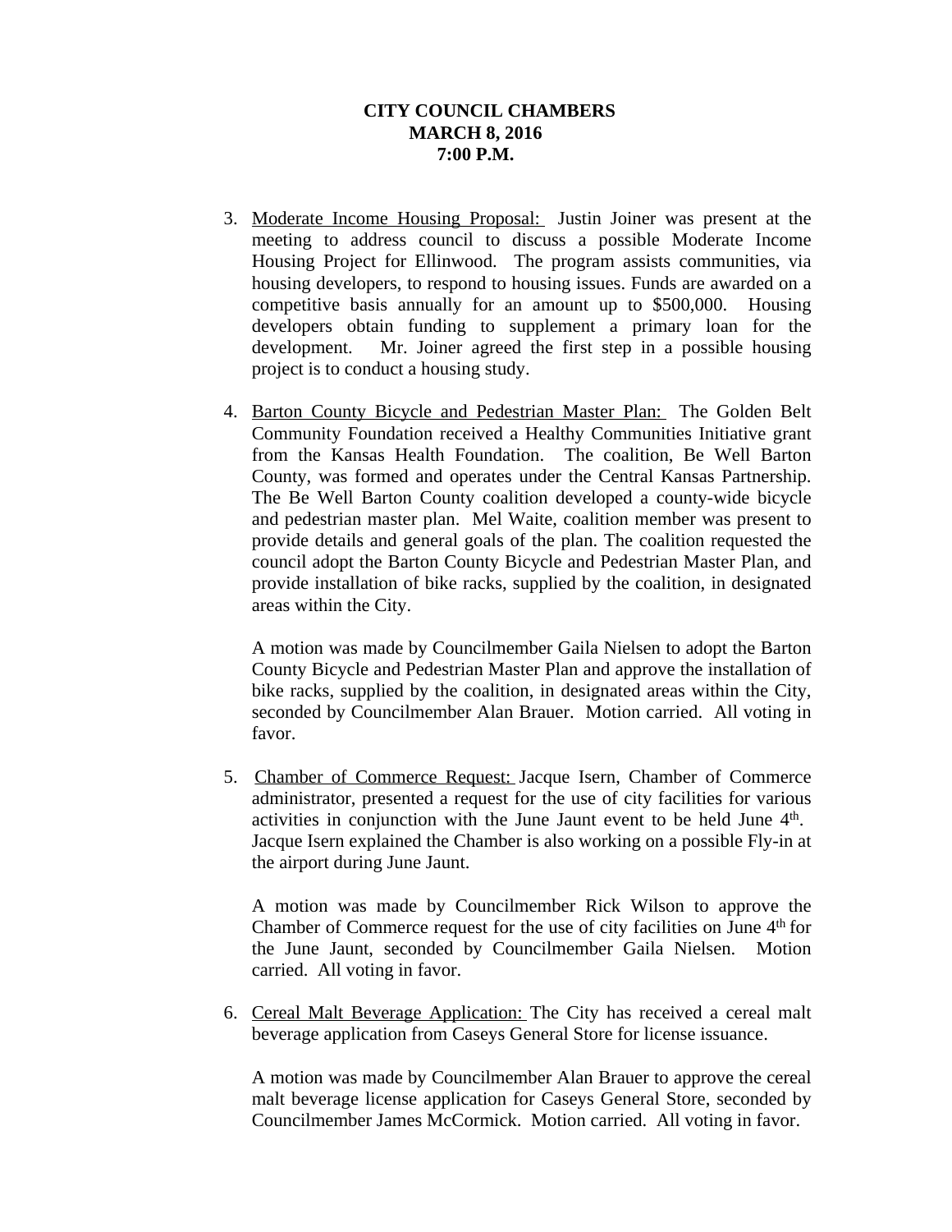**CITY COUNCIL CHAMBERS**
**MARCH 8, 2016**
**7:00 P.M.**

3. Moderate Income Housing Proposal: Justin Joiner was present at the meeting to address council to discuss a possible Moderate Income Housing Project for Ellinwood. The program assists communities, via housing developers, to respond to housing issues. Funds are awarded on a competitive basis annually for an amount up to $500,000. Housing developers obtain funding to supplement a primary loan for the development. Mr. Joiner agreed the first step in a possible housing project is to conduct a housing study.

4. Barton County Bicycle and Pedestrian Master Plan: The Golden Belt Community Foundation received a Healthy Communities Initiative grant from the Kansas Health Foundation. The coalition, Be Well Barton County, was formed and operates under the Central Kansas Partnership. The Be Well Barton County coalition developed a county-wide bicycle and pedestrian master plan. Mel Waite, coalition member was present to provide details and general goals of the plan. The coalition requested the council adopt the Barton County Bicycle and Pedestrian Master Plan, and provide installation of bike racks, supplied by the coalition, in designated areas within the City.

   A motion was made by Councilmember Gaila Nielsen to adopt the Barton County Bicycle and Pedestrian Master Plan and approve the installation of bike racks, supplied by the coalition, in designated areas within the City, seconded by Councilmember Alan Brauer. Motion carried. All voting in favor.

5. Chamber of Commerce Request: Jacque Isern, Chamber of Commerce administrator, presented a request for the use of city facilities for various activities in conjunction with the June Jaunt event to be held June 4th. Jacque Isern explained the Chamber is also working on a possible Fly-in at the airport during June Jaunt.

   A motion was made by Councilmember Rick Wilson to approve the Chamber of Commerce request for the use of city facilities on June 4th for the June Jaunt, seconded by Councilmember Gaila Nielsen. Motion carried. All voting in favor.

6. Cereal Malt Beverage Application: The City has received a cereal malt beverage application from Caseys General Store for license issuance.

   A motion was made by Councilmember Alan Brauer to approve the cereal malt beverage license application for Caseys General Store, seconded by Councilmember James McCormick. Motion carried. All voting in favor.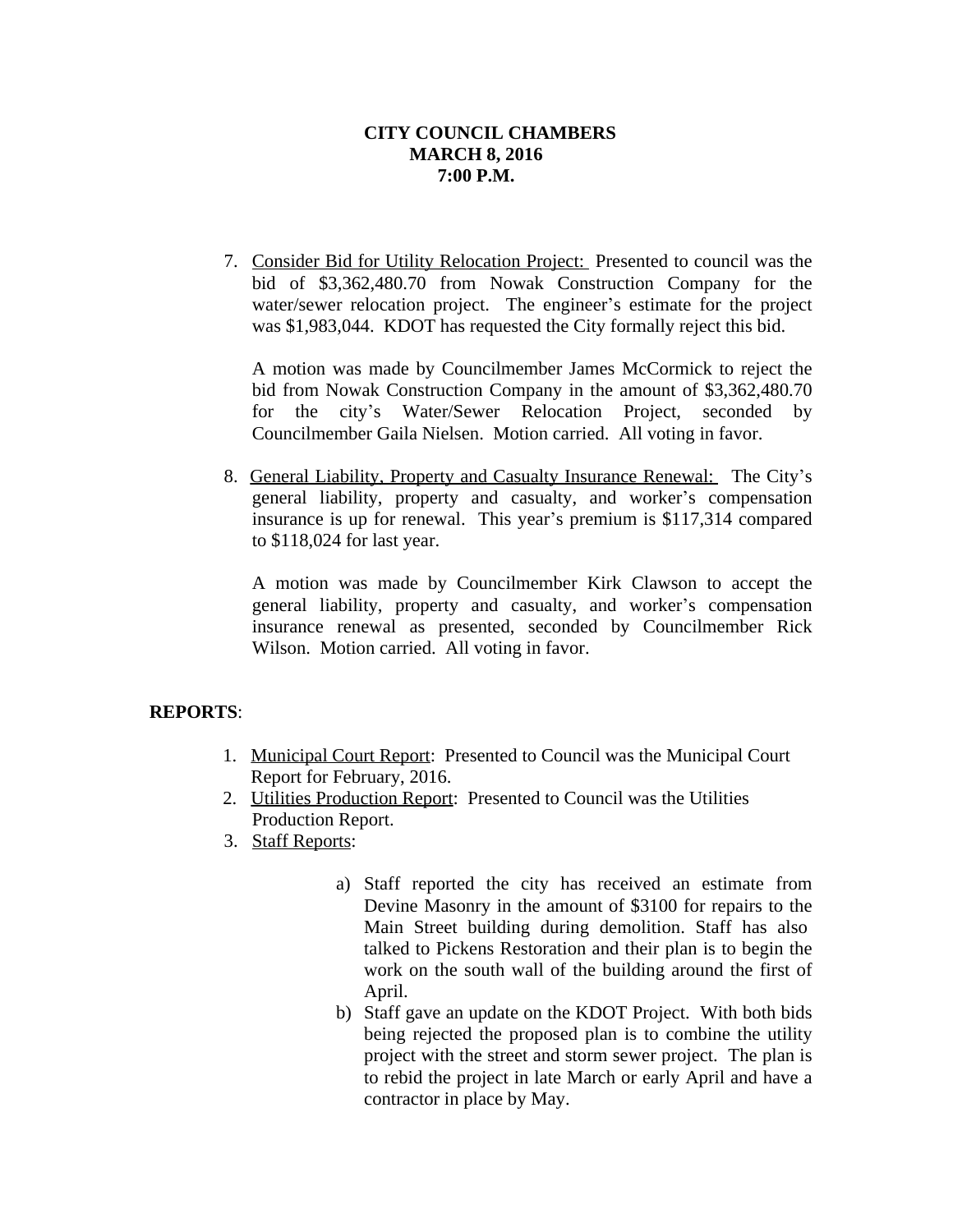**CITY COUNCIL CHAMBERS**
**MARCH 8, 2016**
**7:00 P.M.**

7. Consider Bid for Utility Relocation Project: Presented to council was the bid of $3,362,480.70 from Nowak Construction Company for the water/sewer relocation project. The engineer's estimate for the project was $1,983,044. KDOT has requested the City formally reject this bid.

   A motion was made by Councilmember James McCormick to reject the bid from Nowak Construction Company in the amount of $3,362,480.70 for the city's Water/Sewer Relocation Project, seconded by Councilmember Gaila Nielsen. Motion carried. All voting in favor.

8. General Liability, Property and Casualty Insurance Renewal: The City's general liability, property and casualty, and worker's compensation insurance is up for renewal. This year's premium is $117,314 compared to $118,024 for last year.

   A motion was made by Councilmember Kirk Clawson to accept the general liability, property and casualty, and worker's compensation insurance renewal as presented, seconded by Councilmember Rick Wilson. Motion carried. All voting in favor.

**REPORTS**:

1. Municipal Court Report: Presented to Council was the Municipal Court Report for February, 2016.
2. Utilities Production Report: Presented to Council was the Utilities Production Report.
3. Staff Reports:

   a) Staff reported the city has received an estimate from Devine Masonry in the amount of $3100 for repairs to the Main Street building during demolition. Staff has also talked to Pickens Restoration and their plan is to begin the work on the south wall of the building around the first of April.
   b) Staff gave an update on the KDOT Project. With both bids being rejected the proposed plan is to combine the utility project with the street and storm sewer project. The plan is to rebid the project in late March or early April and have a contractor in place by May.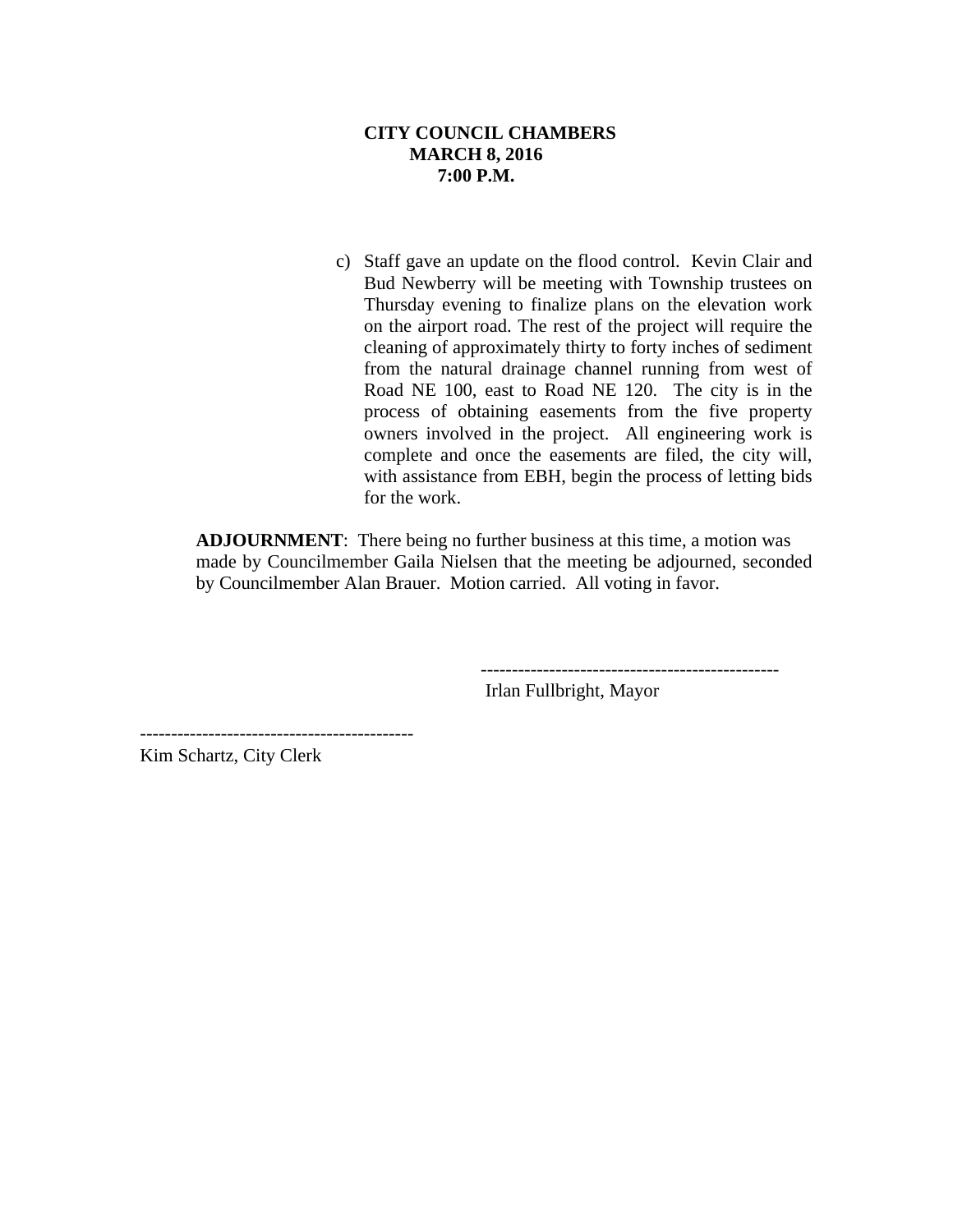**CITY COUNCIL CHAMBERS**
**MARCH 8, 2016**
**7:00 P.M.**

c) Staff gave an update on the flood control. Kevin Clair and Bud Newberry will be meeting with Township trustees on Thursday evening to finalize plans on the elevation work on the airport road. The rest of the project will require the cleaning of approximately thirty to forty inches of sediment from the natural drainage channel running from west of Road NE 100, east to Road NE 120. The city is in the process of obtaining easements from the five property owners involved in the project. All engineering work is complete and once the easements are filed, the city will, with assistance from EBH, begin the process of letting bids for the work.

**ADJOURNMENT**: There being no further business at this time, a motion was made by Councilmember Gaila Nielsen that the meeting be adjourned, seconded by Councilmember Alan Brauer. Motion carried. All voting in favor.

------------------------------------------------
Irlan Fullbright, Mayor

--------------------------------------------
Kim Schartz, City Clerk